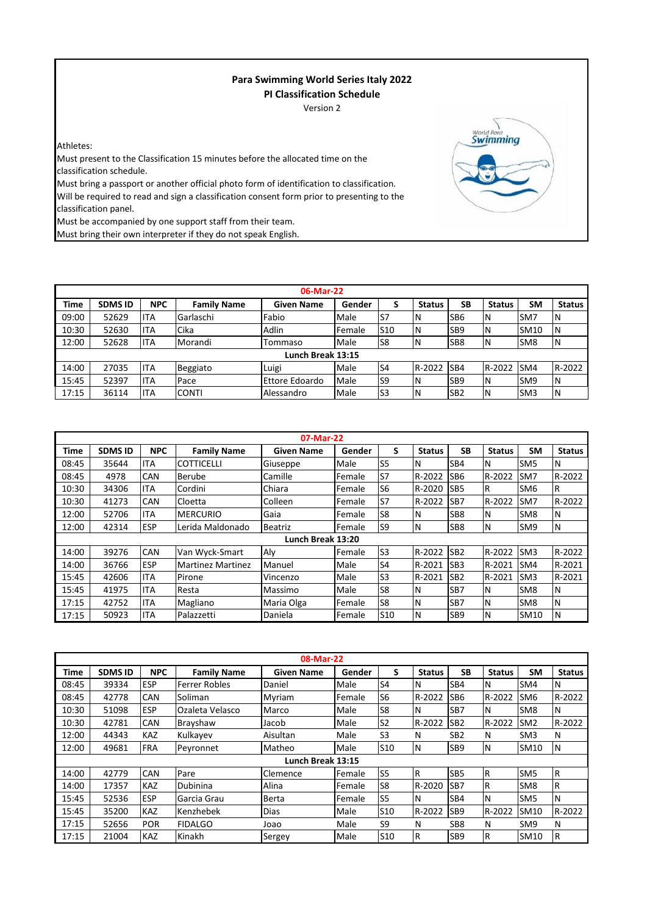# Para Swimming World Series Italy 2022

## PI Classification Schedule

Version 2

Athletes:
Must present to the Classification 15 minutes before the allocated time on the classification schedule.
Must bring a passport or another official photo form of identification to classification.
Will be required to read and sign a classification consent form prior to presenting to the classification panel.
Must be accompanied by one support staff from their team.
Must bring their own interpreter if they do not speak English.

| 06-Mar-22 | | | | | | | | | | | |
|---|---|---|---|---|---|---|---|---|---|---|---|
| **Time** | **SDMS ID** | **NPC** | **Family Name** | **Given Name** | **Gender** | **S** | **Status** | **SB** | **Status** | **SM** | **Status** |
| 09:00 | 52629 | ITA | Garlaschi | Fabio | Male | S7 | N | SB6 | N | SM7 | N |
| 10:30 | 52630 | ITA | Cika | Adlin | Female | S10 | N | SB9 | N | SM10 | N |
| 12:00 | 52628 | ITA | Morandi | Tommaso | Male | S8 | N | SB8 | N | SM8 | N |
| Lunch Break 13:15 | | | | | | | | | | | |
| 14:00 | 27035 | ITA | Beggiato | Luigi | Male | S4 | R-2022 | SB4 | R-2022 | SM4 | R-2022 |
| 15:45 | 52397 | ITA | Pace | Ettore Edoardo | Male | S9 | N | SB9 | N | SM9 | N |
| 17:15 | 36114 | ITA | CONTI | Alessandro | Male | S3 | N | SB2 | N | SM3 | N |

| 07-Mar-22 | | | | | | | | | | | |
|---|---|---|---|---|---|---|---|---|---|---|---|
| **Time** | **SDMS ID** | **NPC** | **Family Name** | **Given Name** | **Gender** | **S** | **Status** | **SB** | **Status** | **SM** | **Status** |
| 08:45 | 35644 | ITA | COTTICELLI | Giuseppe | Male | S5 | N | SB4 | N | SM5 | N |
| 08:45 | 4978 | CAN | Berube | Camille | Female | S7 | R-2022 | SB6 | R-2022 | SM7 | R-2022 |
| 10:30 | 34306 | ITA | Cordini | Chiara | Female | S6 | R-2020 | SB5 | R | SM6 | R |
| 10:30 | 41273 | CAN | Cloetta | Colleen | Female | S7 | R-2022 | SB7 | R-2022 | SM7 | R-2022 |
| 12:00 | 52706 | ITA | MERCURIO | Gaia | Female | S8 | N | SB8 | N | SM8 | N |
| 12:00 | 42314 | ESP | Lerida Maldonado | Beatriz | Female | S9 | N | SB8 | N | SM9 | N |
| Lunch Break 13:20 | | | | | | | | | | | |
| 14:00 | 39276 | CAN | Van Wyck-Smart | Aly | Female | S3 | R-2022 | SB2 | R-2022 | SM3 | R-2022 |
| 14:00 | 36766 | ESP | Martinez Martinez | Manuel | Male | S4 | R-2021 | SB3 | R-2021 | SM4 | R-2021 |
| 15:45 | 42606 | ITA | Pirone | Vincenzo | Male | S3 | R-2021 | SB2 | R-2021 | SM3 | R-2021 |
| 15:45 | 41975 | ITA | Resta | Massimo | Male | S8 | N | SB7 | N | SM8 | N |
| 17:15 | 42752 | ITA | Magliano | Maria Olga | Female | S8 | N | SB7 | N | SM8 | N |
| 17:15 | 50923 | ITA | Palazzetti | Daniela | Female | S10 | N | SB9 | N | SM10 | N |

| 08-Mar-22 | | | | | | | | | | | |
|---|---|---|---|---|---|---|---|---|---|---|---|
| **Time** | **SDMS ID** | **NPC** | **Family Name** | **Given Name** | **Gender** | **S** | **Status** | **SB** | **Status** | **SM** | **Status** |
| 08:45 | 39334 | ESP | Ferrer Robles | Daniel | Male | S4 | N | SB4 | N | SM4 | N |
| 08:45 | 42778 | CAN | Soliman | Myriam | Female | S6 | R-2022 | SB6 | R-2022 | SM6 | R-2022 |
| 10:30 | 51098 | ESP | Ozaleta Velasco | Marco | Male | S8 | N | SB7 | N | SM8 | N |
| 10:30 | 42781 | CAN | Brayshaw | Jacob | Male | S2 | R-2022 | SB2 | R-2022 | SM2 | R-2022 |
| 12:00 | 44343 | KAZ | Kulkayev | Aisultan | Male | S3 | N | SB2 | N | SM3 | N |
| 12:00 | 49681 | FRA | Peyronnet | Matheo | Male | S10 | N | SB9 | N | SM10 | N |
| Lunch Break 13:15 | | | | | | | | | | | |
| 14:00 | 42779 | CAN | Pare | Clemence | Female | S5 | R | SB5 | R | SM5 | R |
| 14:00 | 17357 | KAZ | Dubinina | Alina | Female | S8 | R-2020 | SB7 | R | SM8 | R |
| 15:45 | 52536 | ESP | Garcia Grau | Berta | Female | S5 | N | SB4 | N | SM5 | N |
| 15:45 | 35200 | KAZ | Kenzhebek | Dias | Male | S10 | R-2022 | SB9 | R-2022 | SM10 | R-2022 |
| 17:15 | 52656 | POR | FIDALGO | Joao | Male | S9 | N | SB8 | N | SM9 | N |
| 17:15 | 21004 | KAZ | Kinakh | Sergey | Male | S10 | R | SB9 | R | SM10 | R |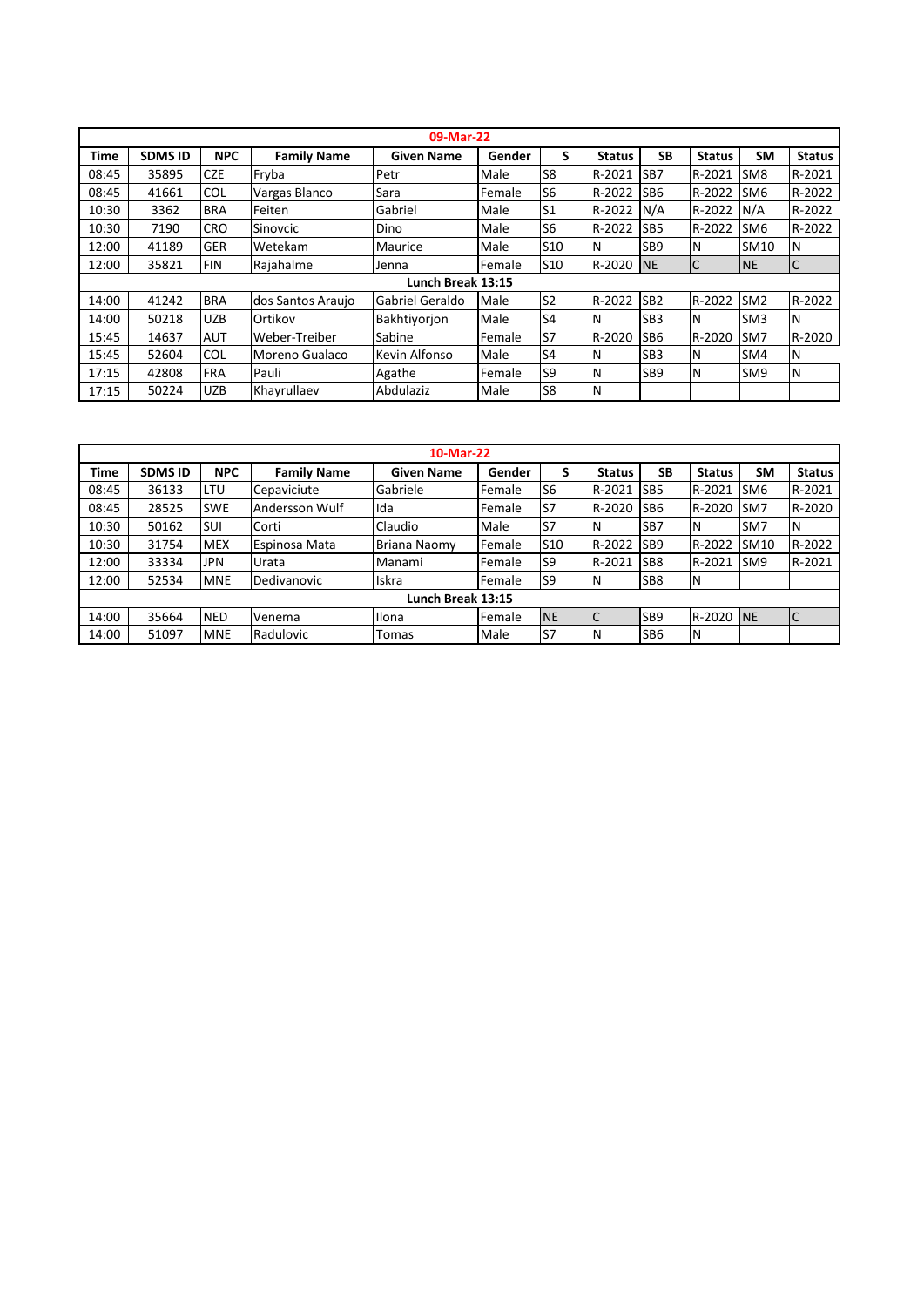| 09-Mar-22 | | | | | | | | | | | |
|---|---|---|---|---|---|---|---|---|---|---|---|
| **Time** | **SDMS ID** | **NPC** | **Family Name** | **Given Name** | **Gender** | **S** | **Status** | **SB** | **Status** | **SM** | **Status** |
| 08:45 | 35895 | CZE | Fryba | Petr | Male | S8 | R-2021 | SB7 | R-2021 | SM8 | R-2021 |
| 08:45 | 41661 | COL | Vargas Blanco | Sara | Female | S6 | R-2022 | SB6 | R-2022 | SM6 | R-2022 |
| 10:30 | 3362 | BRA | Feiten | Gabriel | Male | S1 | R-2022 | N/A | R-2022 | N/A | R-2022 |
| 10:30 | 7190 | CRO | Sinovcic | Dino | Male | S6 | R-2022 | SB5 | R-2022 | SM6 | R-2022 |
| 12:00 | 41189 | GER | Wetekam | Maurice | Male | S10 | N | SB9 | N | SM10 | N |
| 12:00 | 35821 | FIN | Rajahalme | Jenna | Female | S10 | R-2020 | NE | C | NE | C |
| Lunch Break 13:15 | | | | | | | | | | | |
| 14:00 | 41242 | BRA | dos Santos Araujo | Gabriel Geraldo | Male | S2 | R-2022 | SB2 | R-2022 | SM2 | R-2022 |
| 14:00 | 50218 | UZB | Ortikov | Bakhtiyorjon | Male | S4 | N | SB3 | N | SM3 | N |
| 15:45 | 14637 | AUT | Weber-Treiber | Sabine | Female | S7 | R-2020 | SB6 | R-2020 | SM7 | R-2020 |
| 15:45 | 52604 | COL | Moreno Gualaco | Kevin Alfonso | Male | S4 | N | SB3 | N | SM4 | N |
| 17:15 | 42808 | FRA | Pauli | Agathe | Female | S9 | N | SB9 | N | SM9 | N |
| 17:15 | 50224 | UZB | Khayrullaev | Abdulaziz | Male | S8 | N | | | | |

| 10-Mar-22 | | | | | | | | | | | |
|---|---|---|---|---|---|---|---|---|---|---|---|
| **Time** | **SDMS ID** | **NPC** | **Family Name** | **Given Name** | **Gender** | **S** | **Status** | **SB** | **Status** | **SM** | **Status** |
| 08:45 | 36133 | LTU | Cepaviciute | Gabriele | Female | S6 | R-2021 | SB5 | R-2021 | SM6 | R-2021 |
| 08:45 | 28525 | SWE | Andersson Wulf | Ida | Female | S7 | R-2020 | SB6 | R-2020 | SM7 | R-2020 |
| 10:30 | 50162 | SUI | Corti | Claudio | Male | S7 | N | SB7 | N | SM7 | N |
| 10:30 | 31754 | MEX | Espinosa Mata | Briana Naomy | Female | S10 | R-2022 | SB9 | R-2022 | SM10 | R-2022 |
| 12:00 | 33334 | JPN | Urata | Manami | Female | S9 | R-2021 | SB8 | R-2021 | SM9 | R-2021 |
| 12:00 | 52534 | MNE | Dedivanovic | Iskra | Female | S9 | N | SB8 | N | | |
| Lunch Break 13:15 | | | | | | | | | | | |
| 14:00 | 35664 | NED | Venema | Ilona | Female | NE | C | SB9 | R-2020 | NE | C |
| 14:00 | 51097 | MNE | Radulovic | Tomas | Male | S7 | N | SB6 | N | | |